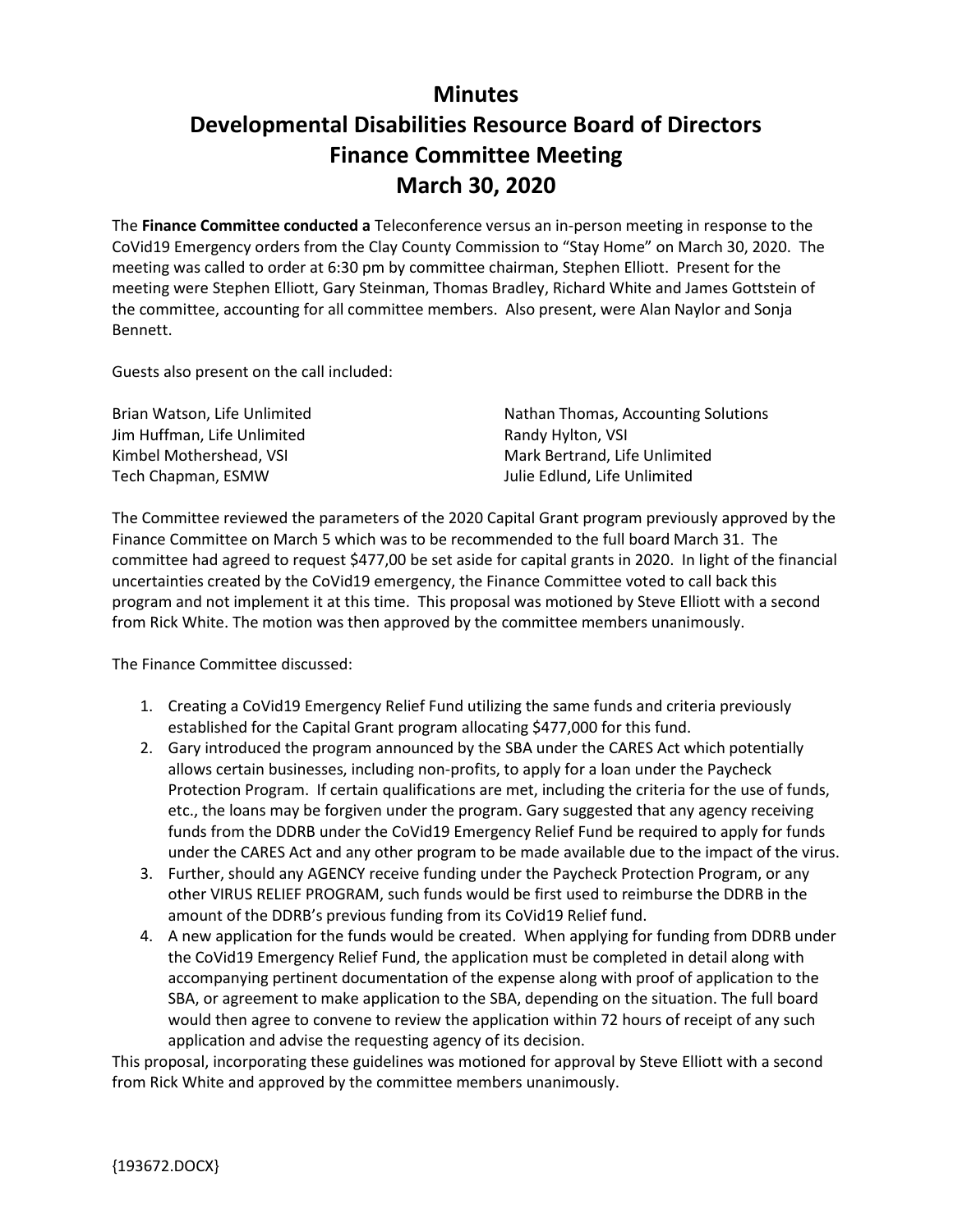# Minutes
# Developmental Disabilities Resource Board of Directors
# Finance Committee Meeting
# March 30, 2020

The **Finance Committee conducted a** Teleconference versus an in-person meeting in response to the CoVid19 Emergency orders from the Clay County Commission to "Stay Home" on March 30, 2020. The meeting was called to order at 6:30 pm by committee chairman, Stephen Elliott. Present for the meeting were Stephen Elliott, Gary Steinman, Thomas Bradley, Richard White and James Gottstein of the committee, accounting for all committee members. Also present, were Alan Naylor and Sonja Bennett.

Guests also present on the call included:

Brian Watson, Life Unlimited
Jim Huffman, Life Unlimited
Kimbel Mothershead, VSI
Tech Chapman, ESMW
Nathan Thomas, Accounting Solutions
Randy Hylton, VSI
Mark Bertrand, Life Unlimited
Julie Edlund, Life Unlimited

The Committee reviewed the parameters of the 2020 Capital Grant program previously approved by the Finance Committee on March 5 which was to be recommended to the full board March 31. The committee had agreed to request $477,00 be set aside for capital grants in 2020. In light of the financial uncertainties created by the CoVid19 emergency, the Finance Committee voted to call back this program and not implement it at this time. This proposal was motioned by Steve Elliott with a second from Rick White. The motion was then approved by the committee members unanimously.

The Finance Committee discussed:

1. Creating a CoVid19 Emergency Relief Fund utilizing the same funds and criteria previously established for the Capital Grant program allocating $477,000 for this fund.
2. Gary introduced the program announced by the SBA under the CARES Act which potentially allows certain businesses, including non-profits, to apply for a loan under the Paycheck Protection Program. If certain qualifications are met, including the criteria for the use of funds, etc., the loans may be forgiven under the program. Gary suggested that any agency receiving funds from the DDRB under the CoVid19 Emergency Relief Fund be required to apply for funds under the CARES Act and any other program to be made available due to the impact of the virus.
3. Further, should any AGENCY receive funding under the Paycheck Protection Program, or any other VIRUS RELIEF PROGRAM, such funds would be first used to reimburse the DDRB in the amount of the DDRB's previous funding from its CoVid19 Relief fund.
4. A new application for the funds would be created. When applying for funding from DDRB under the CoVid19 Emergency Relief Fund, the application must be completed in detail along with accompanying pertinent documentation of the expense along with proof of application to the SBA, or agreement to make application to the SBA, depending on the situation. The full board would then agree to convene to review the application within 72 hours of receipt of any such application and advise the requesting agency of its decision.

This proposal, incorporating these guidelines was motioned for approval by Steve Elliott with a second from Rick White and approved by the committee members unanimously.

{193672.DOCX}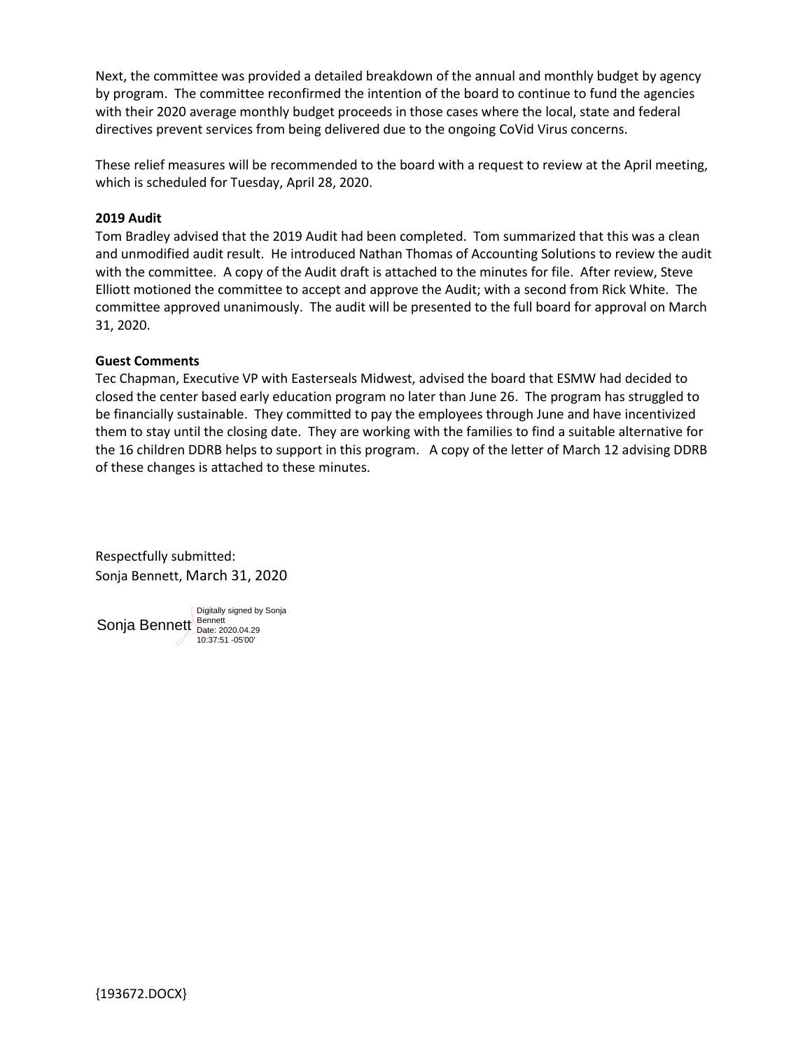Next, the committee was provided a detailed breakdown of the annual and monthly budget by agency by program. The committee reconfirmed the intention of the board to continue to fund the agencies with their 2020 average monthly budget proceeds in those cases where the local, state and federal directives prevent services from being delivered due to the ongoing CoVid Virus concerns.

These relief measures will be recommended to the board with a request to review at the April meeting, which is scheduled for Tuesday, April 28, 2020.

**2019 Audit**

Tom Bradley advised that the 2019 Audit had been completed. Tom summarized that this was a clean and unmodified audit result. He introduced Nathan Thomas of Accounting Solutions to review the audit with the committee. A copy of the Audit draft is attached to the minutes for file. After review, Steve Elliott motioned the committee to accept and approve the Audit; with a second from Rick White. The committee approved unanimously. The audit will be presented to the full board for approval on March 31, 2020.

**Guest Comments**

Tec Chapman, Executive VP with Easterseals Midwest, advised the board that ESMW had decided to closed the center based early education program no later than June 26. The program has struggled to be financially sustainable. They committed to pay the employees through June and have incentivized them to stay until the closing date. They are working with the families to find a suitable alternative for the 16 children DDRB helps to support in this program. A copy of the letter of March 12 advising DDRB of these changes is attached to these minutes.

Respectfully submitted:
Sonja Bennett, March 31, 2020

Sonja Bennett Digitally signed by Sonja Bennett
Date: 2020.04.29 10:37:51 -05'00'

{193672.DOCX}